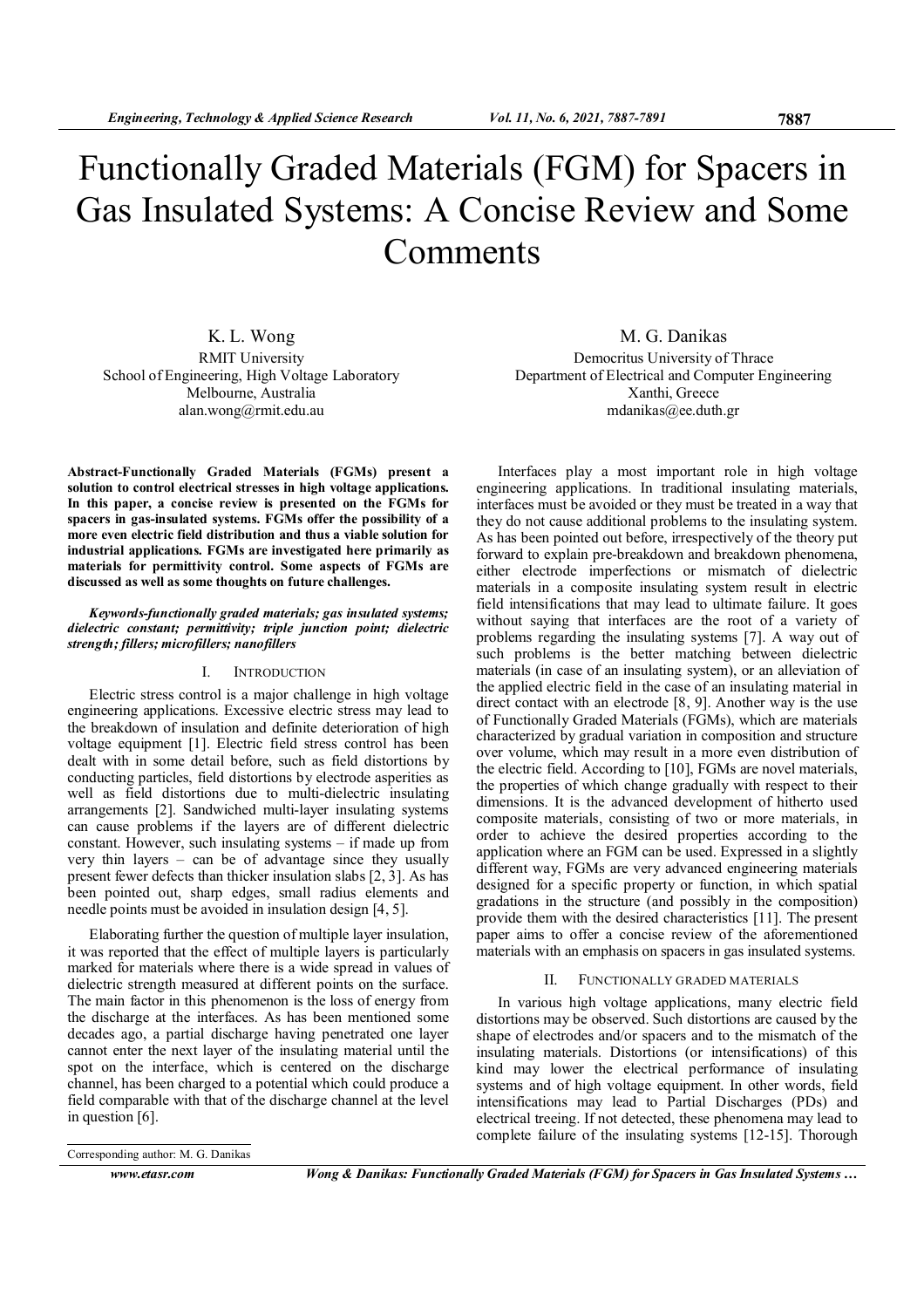# Functionally Graded Materials (FGM) for Spacers in Gas Insulated Systems: A Concise Review and Some Comments

K. L. Wong
RMIT University
School of Engineering, High Voltage Laboratory
Melbourne, Australia
alan.wong@rmit.edu.au

M. G. Danikas
Democritus University of Thrace
Department of Electrical and Computer Engineering
Xanthi, Greece
mdanikas@ee.duth.gr

**Abstract-Functionally Graded Materials (FGMs) present a solution to control electrical stresses in high voltage applications. In this paper, a concise review is presented on the FGMs for spacers in gas-insulated systems. FGMs offer the possibility of a more even electric field distribution and thus a viable solution for industrial applications. FGMs are investigated here primarily as materials for permittivity control. Some aspects of FGMs are discussed as well as some thoughts on future challenges.**

***Keywords-functionally graded materials; gas insulated systems; dielectric constant; permittivity; triple junction point; dielectric strength; fillers; microfillers; nanofillers***

## I. INTRODUCTION

Electric stress control is a major challenge in high voltage engineering applications. Excessive electric stress may lead to the breakdown of insulation and definite deterioration of high voltage equipment [1]. Electric field stress control has been dealt with in some detail before, such as field distortions by conducting particles, field distortions by electrode asperities as well as field distortions due to multi-dielectric insulating arrangements [2]. Sandwiched multi-layer insulating systems can cause problems if the layers are of different dielectric constant. However, such insulating systems – if made up from very thin layers – can be of advantage since they usually present fewer defects than thicker insulation slabs [2, 3]. As has been pointed out, sharp edges, small radius elements and needle points must be avoided in insulation design [4, 5].

Elaborating further the question of multiple layer insulation, it was reported that the effect of multiple layers is particularly marked for materials where there is a wide spread in values of dielectric strength measured at different points on the surface. The main factor in this phenomenon is the loss of energy from the discharge at the interfaces. As has been mentioned some decades ago, a partial discharge having penetrated one layer cannot enter the next layer of the insulating material until the spot on the interface, which is centered on the discharge channel, has been charged to a potential which could produce a field comparable with that of the discharge channel at the level in question [6].

Interfaces play a most important role in high voltage engineering applications. In traditional insulating materials, interfaces must be avoided or they must be treated in a way that they do not cause additional problems to the insulating system. As has been pointed out before, irrespectively of the theory put forward to explain pre-breakdown and breakdown phenomena, either electrode imperfections or mismatch of dielectric materials in a composite insulating system result in electric field intensifications that may lead to ultimate failure. It goes without saying that interfaces are the root of a variety of problems regarding the insulating systems [7]. A way out of such problems is the better matching between dielectric materials (in case of an insulating system), or an alleviation of the applied electric field in the case of an insulating material in direct contact with an electrode [8, 9]. Another way is the use of Functionally Graded Materials (FGMs), which are materials characterized by gradual variation in composition and structure over volume, which may result in a more even distribution of the electric field. According to [10], FGMs are novel materials, the properties of which change gradually with respect to their dimensions. It is the advanced development of hitherto used composite materials, consisting of two or more materials, in order to achieve the desired properties according to the application where an FGM can be used. Expressed in a slightly different way, FGMs are very advanced engineering materials designed for a specific property or function, in which spatial gradations in the structure (and possibly in the composition) provide them with the desired characteristics [11]. The present paper aims to offer a concise review of the aforementioned materials with an emphasis on spacers in gas insulated systems.

## II. FUNCTIONALLY GRADED MATERIALS

In various high voltage applications, many electric field distortions may be observed. Such distortions are caused by the shape of electrodes and/or spacers and to the mismatch of the insulating materials. Distortions (or intensifications) of this kind may lower the electrical performance of insulating systems and of high voltage equipment. In other words, field intensifications may lead to Partial Discharges (PDs) and electrical treeing. If not detected, these phenomena may lead to complete failure of the insulating systems [12-15]. Thorough

Corresponding author: M. G. Danikas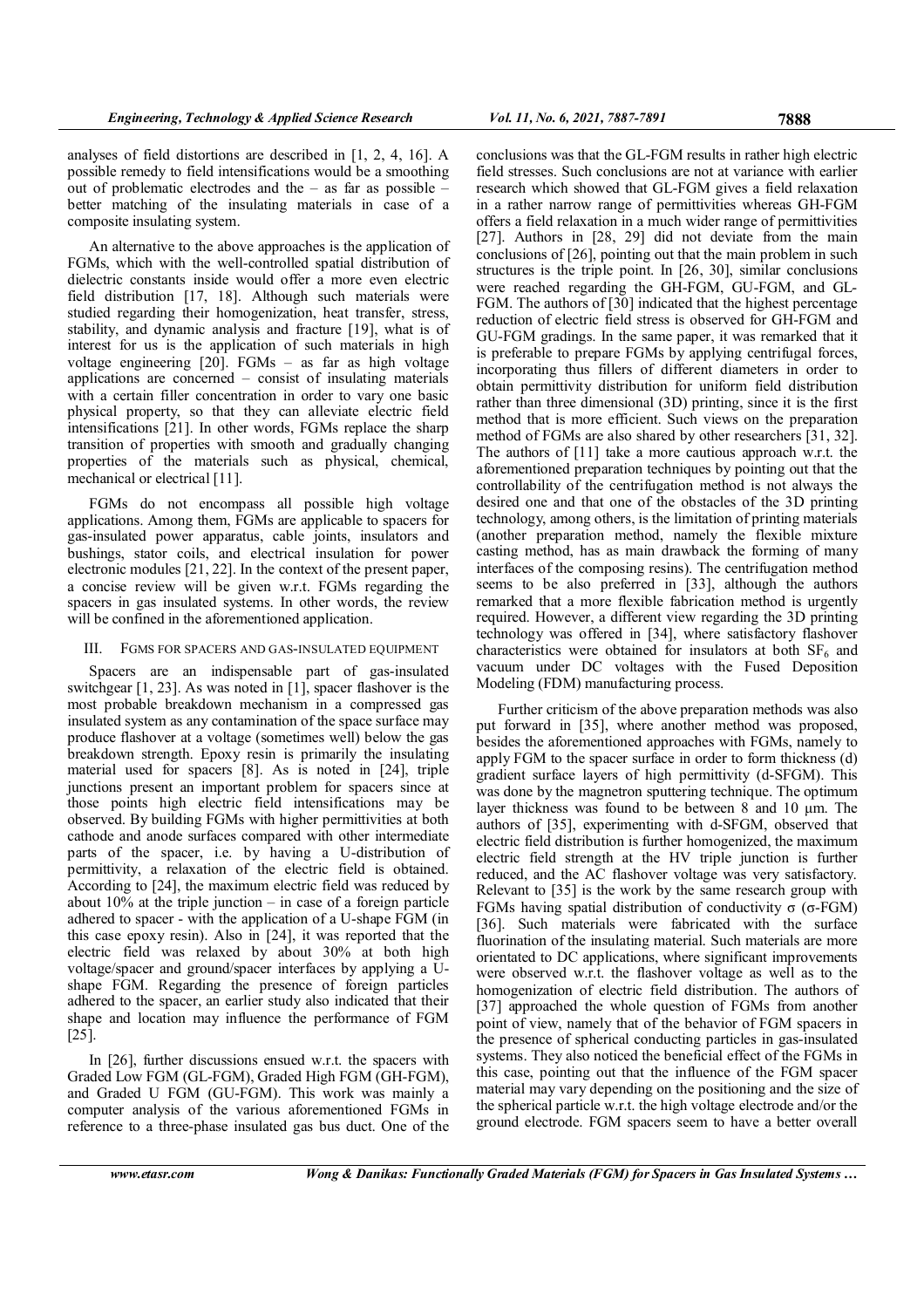analyses of field distortions are described in [1, 2, 4, 16]. A possible remedy to field intensifications would be a smoothing out of problematic electrodes and the – as far as possible – better matching of the insulating materials in case of a composite insulating system.

An alternative to the above approaches is the application of FGMs, which with the well-controlled spatial distribution of dielectric constants inside would offer a more even electric field distribution [17, 18]. Although such materials were studied regarding their homogenization, heat transfer, stress, stability, and dynamic analysis and fracture [19], what is of interest for us is the application of such materials in high voltage engineering [20]. FGMs – as far as high voltage applications are concerned – consist of insulating materials with a certain filler concentration in order to vary one basic physical property, so that they can alleviate electric field intensifications [21]. In other words, FGMs replace the sharp transition of properties with smooth and gradually changing properties of the materials such as physical, chemical, mechanical or electrical [11].

FGMs do not encompass all possible high voltage applications. Among them, FGMs are applicable to spacers for gas-insulated power apparatus, cable joints, insulators and bushings, stator coils, and electrical insulation for power electronic modules [21, 22]. In the context of the present paper, a concise review will be given w.r.t. FGMs regarding the spacers in gas insulated systems. In other words, the review will be confined in the aforementioned application.

## III. FGMS FOR SPACERS AND GAS-INSULATED EQUIPMENT

Spacers are an indispensable part of gas-insulated switchgear [1, 23]. As was noted in [1], spacer flashover is the most probable breakdown mechanism in a compressed gas insulated system as any contamination of the space surface may produce flashover at a voltage (sometimes well) below the gas breakdown strength. Epoxy resin is primarily the insulating material used for spacers [8]. As is noted in [24], triple junctions present an important problem for spacers since at those points high electric field intensifications may be observed. By building FGMs with higher permittivities at both cathode and anode surfaces compared with other intermediate parts of the spacer, i.e. by having a U-distribution of permittivity, a relaxation of the electric field is obtained. According to [24], the maximum electric field was reduced by about 10% at the triple junction – in case of a foreign particle adhered to spacer - with the application of a U-shape FGM (in this case epoxy resin). Also in [24], it was reported that the electric field was relaxed by about 30% at both high voltage/spacer and ground/spacer interfaces by applying a U-shape FGM. Regarding the presence of foreign particles adhered to the spacer, an earlier study also indicated that their shape and location may influence the performance of FGM [25].

In [26], further discussions ensued w.r.t. the spacers with Graded Low FGM (GL-FGM), Graded High FGM (GH-FGM), and Graded U FGM (GU-FGM). This work was mainly a computer analysis of the various aforementioned FGMs in reference to a three-phase insulated gas bus duct. One of the conclusions was that the GL-FGM results in rather high electric field stresses. Such conclusions are not at variance with earlier research which showed that GL-FGM gives a field relaxation in a rather narrow range of permittivities whereas GH-FGM offers a field relaxation in a much wider range of permittivities [27]. Authors in [28, 29] did not deviate from the main conclusions of [26], pointing out that the main problem in such structures is the triple point. In [26, 30], similar conclusions were reached regarding the GH-FGM, GU-FGM, and GL-FGM. The authors of [30] indicated that the highest percentage reduction of electric field stress is observed for GH-FGM and GU-FGM gradings. In the same paper, it was remarked that it is preferable to prepare FGMs by applying centrifugal forces, incorporating thus fillers of different diameters in order to obtain permittivity distribution for uniform field distribution rather than three dimensional (3D) printing, since it is the first method that is more efficient. Such views on the preparation method of FGMs are also shared by other researchers [31, 32]. The authors of [11] take a more cautious approach w.r.t. the aforementioned preparation techniques by pointing out that the controllability of the centrifugation method is not always the desired one and that one of the obstacles of the 3D printing technology, among others, is the limitation of printing materials (another preparation method, namely the flexible mixture casting method, has as main drawback the forming of many interfaces of the composing resins). The centrifugation method seems to be also preferred in [33], although the authors remarked that a more flexible fabrication method is urgently required. However, a different view regarding the 3D printing technology was offered in [34], where satisfactory flashover characteristics were obtained for insulators at both $SF_6$ and vacuum under DC voltages with the Fused Deposition Modeling (FDM) manufacturing process.

Further criticism of the above preparation methods was also put forward in [35], where another method was proposed, besides the aforementioned approaches with FGMs, namely to apply FGM to the spacer surface in order to form thickness (d) gradient surface layers of high permittivity (d-SFGM). This was done by the magnetron sputtering technique. The optimum layer thickness was found to be between 8 and 10 μm. The authors of [35], experimenting with d-SFGM, observed that electric field distribution is further homogenized, the maximum electric field strength at the HV triple junction is further reduced, and the AC flashover voltage was very satisfactory. Relevant to [35] is the work by the same research group with FGMs having spatial distribution of conductivity σ (σ-FGM) [36]. Such materials were fabricated with the surface fluorination of the insulating material. Such materials are more orientated to DC applications, where significant improvements were observed w.r.t. the flashover voltage as well as to the homogenization of electric field distribution. The authors of [37] approached the whole question of FGMs from another point of view, namely that of the behavior of FGM spacers in the presence of spherical conducting particles in gas-insulated systems. They also noticed the beneficial effect of the FGMs in this case, pointing out that the influence of the FGM spacer material may vary depending on the positioning and the size of the spherical particle w.r.t. the high voltage electrode and/or the ground electrode. FGM spacers seem to have a better overall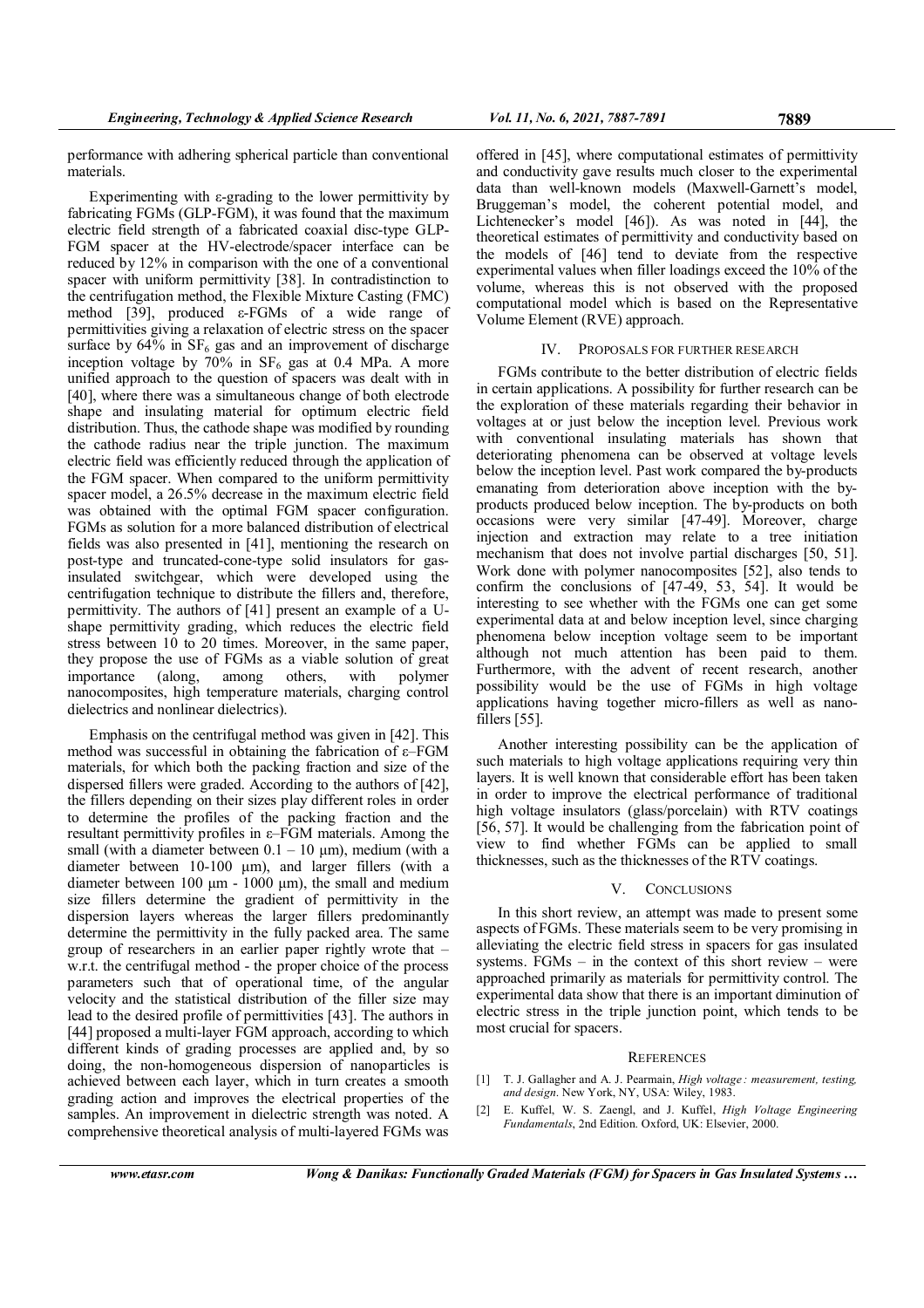performance with adhering spherical particle than conventional materials.

Experimenting with ε-grading to the lower permittivity by fabricating FGMs (GLP-FGM), it was found that the maximum electric field strength of a fabricated coaxial disc-type GLP-FGM spacer at the HV-electrode/spacer interface can be reduced by 12% in comparison with the one of a conventional spacer with uniform permittivity [38]. In contradistinction to the centrifugation method, the Flexible Mixture Casting (FMC) method [39], produced ε-FGMs of a wide range of permittivities giving a relaxation of electric stress on the spacer surface by 64% in $SF_6$ gas and an improvement of discharge inception voltage by 70% in $SF_6$ gas at 0.4 MPa. A more unified approach to the question of spacers was dealt with in [40], where there was a simultaneous change of both electrode shape and insulating material for optimum electric field distribution. Thus, the cathode shape was modified by rounding the cathode radius near the triple junction. The maximum electric field was efficiently reduced through the application of the FGM spacer. When compared to the uniform permittivity spacer model, a 26.5% decrease in the maximum electric field was obtained with the optimal FGM spacer configuration. FGMs as solution for a more balanced distribution of electrical fields was also presented in [41], mentioning the research on post-type and truncated-cone-type solid insulators for gas-insulated switchgear, which were developed using the centrifugation technique to distribute the fillers and, therefore, permittivity. The authors of [41] present an example of a U-shape permittivity grading, which reduces the electric field stress between 10 to 20 times. Moreover, in the same paper, they propose the use of FGMs as a viable solution of great importance (along, among others, with polymer nanocomposites, high temperature materials, charging control dielectrics and nonlinear dielectrics).

Emphasis on the centrifugal method was given in [42]. This method was successful in obtaining the fabrication of ε–FGM materials, for which both the packing fraction and size of the dispersed fillers were graded. According to the authors of [42], the fillers depending on their sizes play different roles in order to determine the profiles of the packing fraction and the resultant permittivity profiles in ε–FGM materials. Among the small (with a diameter between 0.1 – 10 μm), medium (with a diameter between 10-100 μm), and larger fillers (with a diameter between 100 μm - 1000 μm), the small and medium size fillers determine the gradient of permittivity in the dispersion layers whereas the larger fillers predominantly determine the permittivity in the fully packed area. The same group of researchers in an earlier paper rightly wrote that – w.r.t. the centrifugal method - the proper choice of the process parameters such that of operational time, of the angular velocity and the statistical distribution of the filler size may lead to the desired profile of permittivities [43]. The authors in [44] proposed a multi-layer FGM approach, according to which different kinds of grading processes are applied and, by so doing, the non-homogeneous dispersion of nanoparticles is achieved between each layer, which in turn creates a smooth grading action and improves the electrical properties of the samples. An improvement in dielectric strength was noted. A comprehensive theoretical analysis of multi-layered FGMs was offered in [45], where computational estimates of permittivity and conductivity gave results much closer to the experimental data than well-known models (Maxwell-Garnett's model, Bruggeman's model, the coherent potential model, and Lichtenecker's model [46]). As was noted in [44], the theoretical estimates of permittivity and conductivity based on the models of [46] tend to deviate from the respective experimental values when filler loadings exceed the 10% of the volume, whereas this is not observed with the proposed computational model which is based on the Representative Volume Element (RVE) approach.

## IV. Proposals for Further Research

FGMs contribute to the better distribution of electric fields in certain applications. A possibility for further research can be the exploration of these materials regarding their behavior in voltages at or just below the inception level. Previous work with conventional insulating materials has shown that deteriorating phenomena can be observed at voltage levels below the inception level. Past work compared the by-products emanating from deterioration above inception with the by-products produced below inception. The by-products on both occasions were very similar [47-49]. Moreover, charge injection and extraction may relate to a tree initiation mechanism that does not involve partial discharges [50, 51]. Work done with polymer nanocomposites [52], also tends to confirm the conclusions of [47-49, 53, 54]. It would be interesting to see whether with the FGMs one can get some experimental data at and below inception level, since charging phenomena below inception voltage seem to be important although not much attention has been paid to them. Furthermore, with the advent of recent research, another possibility would be the use of FGMs in high voltage applications having together micro-fillers as well as nano-fillers [55].

Another interesting possibility can be the application of such materials to high voltage applications requiring very thin layers. It is well known that considerable effort has been taken in order to improve the electrical performance of traditional high voltage insulators (glass/porcelain) with RTV coatings [56, 57]. It would be challenging from the fabrication point of view to find whether FGMs can be applied to small thicknesses, such as the thicknesses of the RTV coatings.

## V. Conclusions

In this short review, an attempt was made to present some aspects of FGMs. These materials seem to be very promising in alleviating the electric field stress in spacers for gas insulated systems. FGMs – in the context of this short review – were approached primarily as materials for permittivity control. The experimental data show that there is an important diminution of electric stress in the triple junction point, which tends to be most crucial for spacers.

## References

[1] T. J. Gallagher and A. J. Pearmain, *High voltage : measurement, testing, and design*. New York, NY, USA: Wiley, 1983.

[2] E. Kuffel, W. S. Zaengl, and J. Kuffel, *High Voltage Engineering Fundamentals*, 2nd Edition. Oxford, UK: Elsevier, 2000.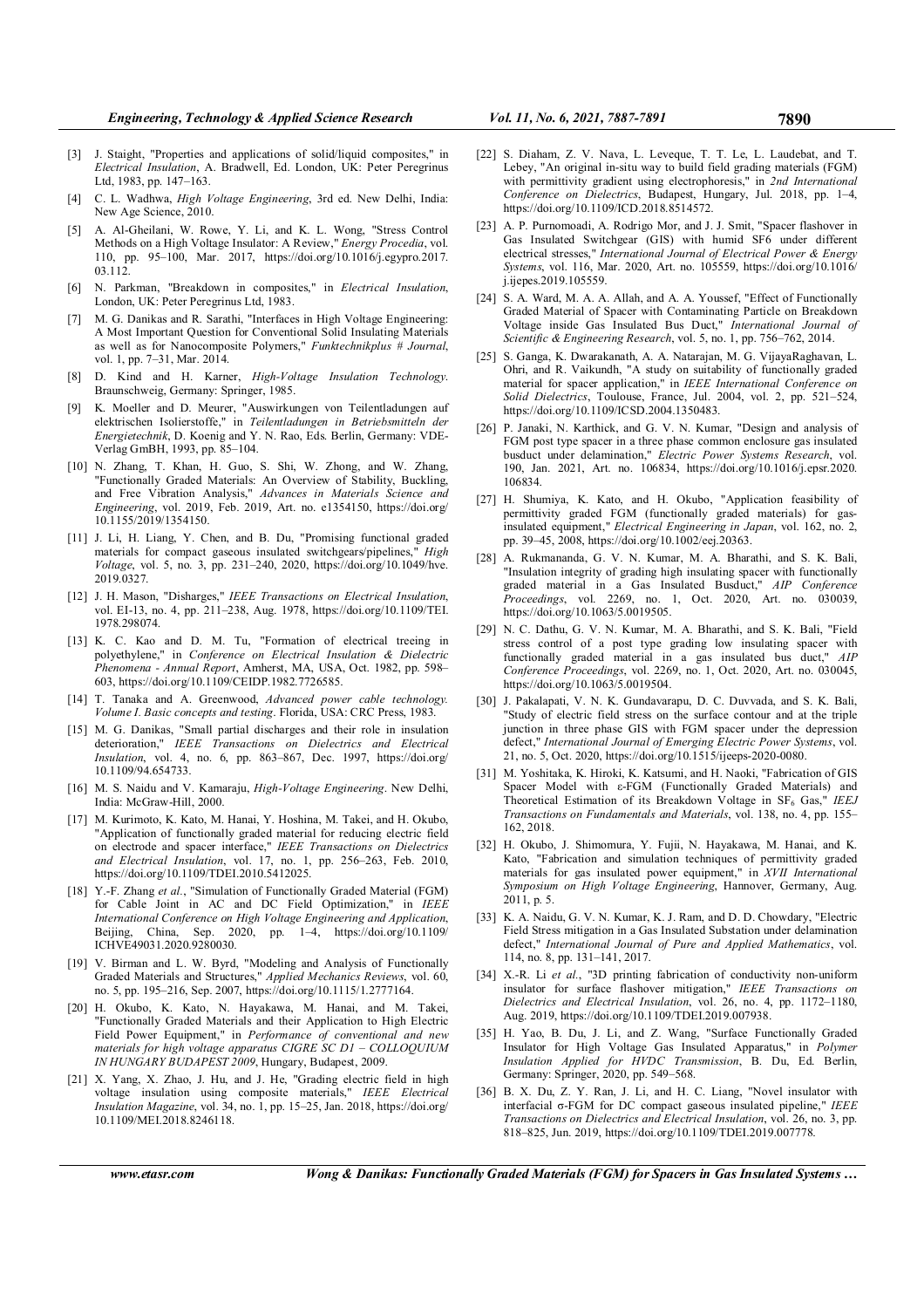[3] J. Staight, "Properties and applications of solid/liquid composites," in *Electrical Insulation*, A. Bradwell, Ed. London, UK: Peter Peregrinus Ltd, 1983, pp. 147–163.

[4] C. L. Wadhwa, *High Voltage Engineering*, 3rd ed. New Delhi, India: New Age Science, 2010.

[5] A. Al-Gheilani, W. Rowe, Y. Li, and K. L. Wong, "Stress Control Methods on a High Voltage Insulator: A Review," *Energy Procedia*, vol. 110, pp. 95–100, Mar. 2017, https://doi.org/10.1016/j.egypro.2017.03.112.

[6] N. Parkman, "Breakdown in composites," in *Electrical Insulation*, London, UK: Peter Peregrinus Ltd, 1983.

[7] M. G. Danikas and R. Sarathi, "Interfaces in High Voltage Engineering: A Most Important Question for Conventional Solid Insulating Materials as well as for Nanocomposite Polymers," *Funktechnikplus # Journal*, vol. 1, pp. 7–31, Mar. 2014.

[8] D. Kind and H. Karner, *High-Voltage Insulation Technology*. Braunschweig, Germany: Springer, 1985.

[9] K. Moeller and D. Meurer, "Auswirkungen von Teilentladungen auf elektrischen Isolierstoffe," in *Teilentladungen in Betriebsmitteln der Energietechnik*, D. Koenig and Y. N. Rao, Eds. Berlin, Germany: VDE-Verlag GmbH, 1993, pp. 85–104.

[10] N. Zhang, T. Khan, H. Guo, S. Shi, W. Zhong, and W. Zhang, "Functionally Graded Materials: An Overview of Stability, Buckling, and Free Vibration Analysis," *Advances in Materials Science and Engineering*, vol. 2019, Feb. 2019, Art. no. e1354150, https://doi.org/10.1155/2019/1354150.

[11] J. Li, H. Liang, Y. Chen, and B. Du, "Promising functional graded materials for compact gaseous insulated switchgears/pipelines," *High Voltage*, vol. 5, no. 3, pp. 231–240, 2020, https://doi.org/10.1049/hve.2019.0327.

[12] J. H. Mason, "Disharges," *IEEE Transactions on Electrical Insulation*, vol. EI-13, no. 4, pp. 211–238, Aug. 1978, https://doi.org/10.1109/TEI.1978.298074.

[13] K. C. Kao and D. M. Tu, "Formation of electrical treeing in polyethylene," in *Conference on Electrical Insulation & Dielectric Phenomena - Annual Report*, Amherst, MA, USA, Oct. 1982, pp. 598–603, https://doi.org/10.1109/CEIDP.1982.7726585.

[14] T. Tanaka and A. Greenwood, *Advanced power cable technology. Volume I. Basic concepts and testing*. Florida, USA: CRC Press, 1983.

[15] M. G. Danikas, "Small partial discharges and their role in insulation deterioration," *IEEE Transactions on Dielectrics and Electrical Insulation*, vol. 4, no. 6, pp. 863–867, Dec. 1997, https://doi.org/10.1109/94.654733.

[16] M. S. Naidu and V. Kamaraju, *High-Voltage Engineering*. New Delhi, India: McGraw-Hill, 2000.

[17] M. Kurimoto, K. Kato, M. Hanai, Y. Hoshina, M. Takei, and H. Okubo, "Application of functionally graded material for reducing electric field on electrode and spacer interface," *IEEE Transactions on Dielectrics and Electrical Insulation*, vol. 17, no. 1, pp. 256–263, Feb. 2010, https://doi.org/10.1109/TDEI.2010.5412025.

[18] Y.-F. Zhang *et al.*, "Simulation of Functionally Graded Material (FGM) for Cable Joint in AC and DC Field Optimization," in *IEEE International Conference on High Voltage Engineering and Application*, Beijing, China, Sep. 2020, pp. 1–4, https://doi.org/10.1109/ICHVE49031.2020.9280030.

[19] V. Birman and L. W. Byrd, "Modeling and Analysis of Functionally Graded Materials and Structures," *Applied Mechanics Reviews*, vol. 60, no. 5, pp. 195–216, Sep. 2007, https://doi.org/10.1115/1.2777164.

[20] H. Okubo, K. Kato, N. Hayakawa, M. Hanai, and M. Takei, "Functionally Graded Materials and their Application to High Electric Field Power Equipment," in *Performance of conventional and new materials for high voltage apparatus CIGRE SC D1 – COLLOQUIUM IN HUNGARY BUDAPEST 2009*, Hungary, Budapest, 2009.

[21] X. Yang, X. Zhao, J. Hu, and J. He, "Grading electric field in high voltage insulation using composite materials," *IEEE Electrical Insulation Magazine*, vol. 34, no. 1, pp. 15–25, Jan. 2018, https://doi.org/10.1109/MEI.2018.8246118.

[22] S. Diaham, Z. V. Nava, L. Leveque, T. T. Le, L. Laudebat, and T. Lebey, "An original in-situ way to build field grading materials (FGM) with permittivity gradient using electrophoresis," in *2nd International Conference on Dielectrics*, Budapest, Hungary, Jul. 2018, pp. 1–4, https://doi.org/10.1109/ICD.2018.8514572.

[23] A. P. Purnomoadi, A. Rodrigo Mor, and J. J. Smit, "Spacer flashover in Gas Insulated Switchgear (GIS) with humid SF6 under different electrical stresses," *International Journal of Electrical Power & Energy Systems*, vol. 116, Mar. 2020, Art. no. 105559, https://doi.org/10.1016/j.ijepes.2019.105559.

[24] S. A. Ward, M. A. A. Allah, and A. A. Youssef, "Effect of Functionally Graded Material of Spacer with Contaminating Particle on Breakdown Voltage inside Gas Insulated Bus Duct," *International Journal of Scientific & Engineering Research*, vol. 5, no. 1, pp. 756–762, 2014.

[25] S. Ganga, K. Dwarakanath, A. A. Natarajan, M. G. VijayaRaghavan, L. Ohri, and R. Vaikundh, "A study on suitability of functionally graded material for spacer application," in *IEEE International Conference on Solid Dielectrics*, Toulouse, France, Jul. 2004, vol. 2, pp. 521–524, https://doi.org/10.1109/ICSD.2004.1350483.

[26] P. Janaki, N. Karthick, and G. V. N. Kumar, "Design and analysis of FGM post type spacer in a three phase common enclosure gas insulated busduct under delamination," *Electric Power Systems Research*, vol. 190, Jan. 2021, Art. no. 106834, https://doi.org/10.1016/j.epsr.2020.106834.

[27] H. Shumiya, K. Kato, and H. Okubo, "Application feasibility of permittivity graded FGM (functionally graded materials) for gas-insulated equipment," *Electrical Engineering in Japan*, vol. 162, no. 2, pp. 39–45, 2008, https://doi.org/10.1002/eej.20363.

[28] A. Rukmananda, G. V. N. Kumar, M. A. Bharathi, and S. K. Bali, "Insulation integrity of grading high insulating spacer with functionally graded material in a Gas Insulated Busduct," *AIP Conference Proceedings*, vol. 2269, no. 1, Oct. 2020, Art. no. 030039, https://doi.org/10.1063/5.0019505.

[29] N. C. Dathu, G. V. N. Kumar, M. A. Bharathi, and S. K. Bali, "Field stress control of a post type grading low insulating spacer with functionally graded material in a gas insulated bus duct," *AIP Conference Proceedings*, vol. 2269, no. 1, Oct. 2020, Art. no. 030045, https://doi.org/10.1063/5.0019504.

[30] J. Pakalapati, V. N. K. Gundavarapu, D. C. Duvvada, and S. K. Bali, "Study of electric field stress on the surface contour and at the triple junction in three phase GIS with FGM spacer under the depression defect," *International Journal of Emerging Electric Power Systems*, vol. 21, no. 5, Oct. 2020, https://doi.org/10.1515/ijeeps-2020-0080.

[31] M. Yoshitaka, K. Hiroki, K. Katsumi, and H. Naoki, "Fabrication of GIS Spacer Model with ε-FGM (Functionally Graded Materials) and Theoretical Estimation of its Breakdown Voltage in $SF_6$ Gas," *IEEJ Transactions on Fundamentals and Materials*, vol. 138, no. 4, pp. 155–162, 2018.

[32] H. Okubo, J. Shimomura, Y. Fujii, N. Hayakawa, M. Hanai, and K. Kato, "Fabrication and simulation techniques of permittivity graded materials for gas insulated power equipment," in *XVII International Symposium on High Voltage Engineering*, Hannover, Germany, Aug. 2011, p. 5.

[33] K. A. Naidu, G. V. N. Kumar, K. J. Ram, and D. D. Chowdary, "Electric Field Stress mitigation in a Gas Insulated Substation under delamination defect," *International Journal of Pure and Applied Mathematics*, vol. 114, no. 8, pp. 131–141, 2017.

[34] X.-R. Li *et al.*, "3D printing fabrication of conductivity non-uniform insulator for surface flashover mitigation," *IEEE Transactions on Dielectrics and Electrical Insulation*, vol. 26, no. 4, pp. 1172–1180, Aug. 2019, https://doi.org/10.1109/TDEI.2019.007938.

[35] H. Yao, B. Du, J. Li, and Z. Wang, "Surface Functionally Graded Insulator for High Voltage Gas Insulated Apparatus," in *Polymer Insulation Applied for HVDC Transmission*, B. Du, Ed. Berlin, Germany: Springer, 2020, pp. 549–568.

[36] B. X. Du, Z. Y. Ran, J. Li, and H. C. Liang, "Novel insulator with interfacial σ-FGM for DC compact gaseous insulated pipeline," *IEEE Transactions on Dielectrics and Electrical Insulation*, vol. 26, no. 3, pp. 818–825, Jun. 2019, https://doi.org/10.1109/TDEI.2019.007778.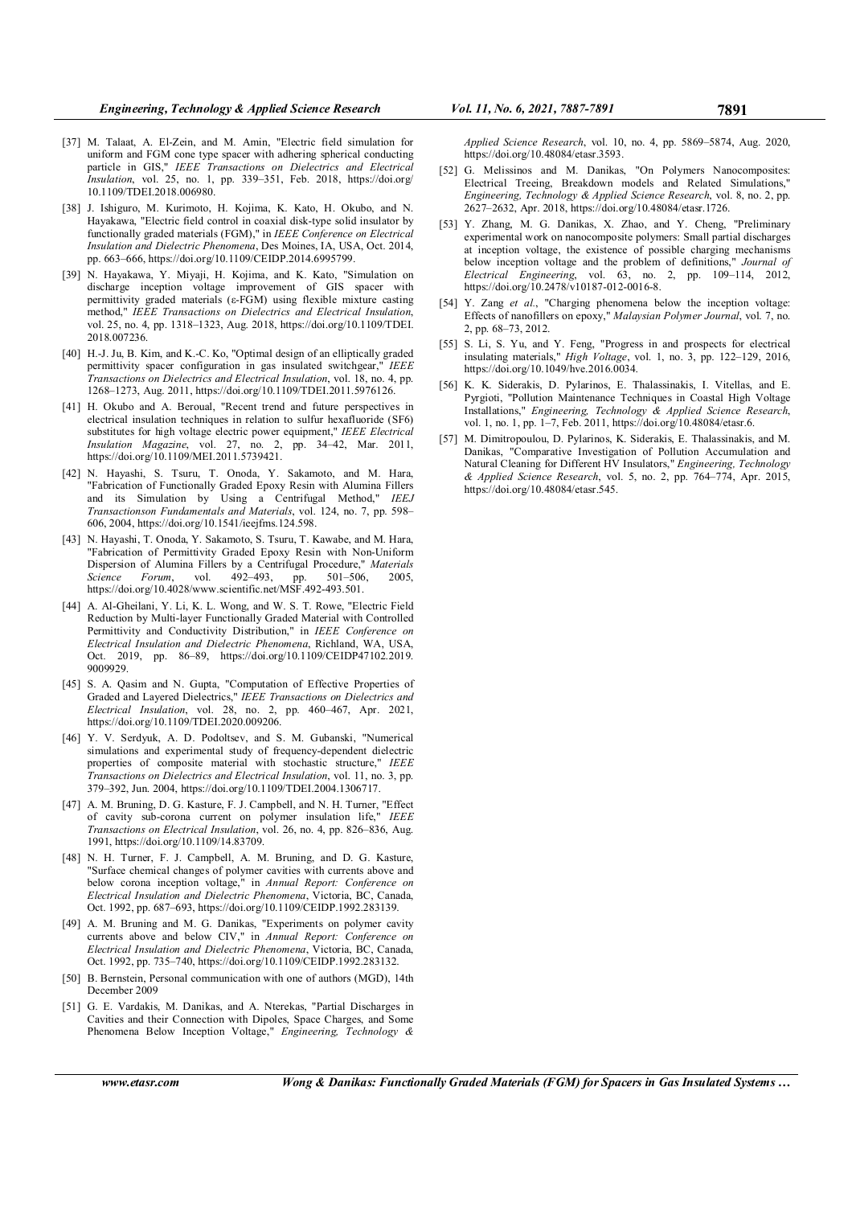[37] M. Talaat, A. El-Zein, and M. Amin, "Electric field simulation for uniform and FGM cone type spacer with adhering spherical conducting particle in GIS," *IEEE Transactions on Dielectrics and Electrical Insulation*, vol. 25, no. 1, pp. 339–351, Feb. 2018, https://doi.org/10.1109/TDEI.2018.006980.

[38] J. Ishiguro, M. Kurimoto, H. Kojima, K. Kato, H. Okubo, and N. Hayakawa, "Electric field control in coaxial disk-type solid insulator by functionally graded materials (FGM)," in *IEEE Conference on Electrical Insulation and Dielectric Phenomena*, Des Moines, IA, USA, Oct. 2014, pp. 663–666, https://doi.org/10.1109/CEIDP.2014.6995799.

[39] N. Hayakawa, Y. Miyaji, H. Kojima, and K. Kato, "Simulation on discharge inception voltage improvement of GIS spacer with permittivity graded materials (ε-FGM) using flexible mixture casting method," *IEEE Transactions on Dielectrics and Electrical Insulation*, vol. 25, no. 4, pp. 1318–1323, Aug. 2018, https://doi.org/10.1109/TDEI.2018.007236.

[40] H.-J. Ju, B. Kim, and K.-C. Ko, "Optimal design of an elliptically graded permittivity spacer configuration in gas insulated switchgear," *IEEE Transactions on Dielectrics and Electrical Insulation*, vol. 18, no. 4, pp. 1268–1273, Aug. 2011, https://doi.org/10.1109/TDEI.2011.5976126.

[41] H. Okubo and A. Beroual, "Recent trend and future perspectives in electrical insulation techniques in relation to sulfur hexafluoride (SF6) substitutes for high voltage electric power equipment," *IEEE Electrical Insulation Magazine*, vol. 27, no. 2, pp. 34–42, Mar. 2011, https://doi.org/10.1109/MEI.2011.5739421.

[42] N. Hayashi, S. Tsuru, T. Onoda, Y. Sakamoto, and M. Hara, "Fabrication of Functionally Graded Epoxy Resin with Alumina Fillers and its Simulation by Using a Centrifugal Method," *IEEJ Transactionson Fundamentals and Materials*, vol. 124, no. 7, pp. 598–606, 2004, https://doi.org/10.1541/ieejfms.124.598.

[43] N. Hayashi, T. Onoda, Y. Sakamoto, S. Tsuru, T. Kawabe, and M. Hara, "Fabrication of Permittivity Graded Epoxy Resin with Non-Uniform Dispersion of Alumina Fillers by a Centrifugal Procedure," *Materials Science Forum*, vol. 492–493, pp. 501–506, 2005, https://doi.org/10.4028/www.scientific.net/MSF.492-493.501.

[44] A. Al-Gheilani, Y. Li, K. L. Wong, and W. S. T. Rowe, "Electric Field Reduction by Multi-layer Functionally Graded Material with Controlled Permittivity and Conductivity Distribution," in *IEEE Conference on Electrical Insulation and Dielectric Phenomena*, Richland, WA, USA, Oct. 2019, pp. 86–89, https://doi.org/10.1109/CEIDP47102.2019.9009929.

[45] S. A. Qasim and N. Gupta, "Computation of Effective Properties of Graded and Layered Dielectrics," *IEEE Transactions on Dielectrics and Electrical Insulation*, vol. 28, no. 2, pp. 460–467, Apr. 2021, https://doi.org/10.1109/TDEI.2020.009206.

[46] Y. V. Serdyuk, A. D. Podoltsev, and S. M. Gubanski, "Numerical simulations and experimental study of frequency-dependent dielectric properties of composite material with stochastic structure," *IEEE Transactions on Dielectrics and Electrical Insulation*, vol. 11, no. 3, pp. 379–392, Jun. 2004, https://doi.org/10.1109/TDEI.2004.1306717.

[47] A. M. Bruning, D. G. Kasture, F. J. Campbell, and N. H. Turner, "Effect of cavity sub-corona current on polymer insulation life," *IEEE Transactions on Electrical Insulation*, vol. 26, no. 4, pp. 826–836, Aug. 1991, https://doi.org/10.1109/14.83709.

[48] N. H. Turner, F. J. Campbell, A. M. Bruning, and D. G. Kasture, "Surface chemical changes of polymer cavities with currents above and below corona inception voltage," in *Annual Report: Conference on Electrical Insulation and Dielectric Phenomena*, Victoria, BC, Canada, Oct. 1992, pp. 687–693, https://doi.org/10.1109/CEIDP.1992.283139.

[49] A. M. Bruning and M. G. Danikas, "Experiments on polymer cavity currents above and below CIV," in *Annual Report: Conference on Electrical Insulation and Dielectric Phenomena*, Victoria, BC, Canada, Oct. 1992, pp. 735–740, https://doi.org/10.1109/CEIDP.1992.283132.

[50] B. Bernstein, Personal communication with one of authors (MGD), 14th December 2009

[51] G. E. Vardakis, M. Danikas, and A. Nterekas, "Partial Discharges in Cavities and their Connection with Dipoles, Space Charges, and Some Phenomena Below Inception Voltage," *Engineering, Technology & Applied Science Research*, vol. 10, no. 4, pp. 5869–5874, Aug. 2020, https://doi.org/10.48084/etasr.3593.

[52] G. Melissinos and M. Danikas, "On Polymers Nanocomposites: Electrical Treeing, Breakdown models and Related Simulations," *Engineering, Technology & Applied Science Research*, vol. 8, no. 2, pp. 2627–2632, Apr. 2018, https://doi.org/10.48084/etasr.1726.

[53] Y. Zhang, M. G. Danikas, X. Zhao, and Y. Cheng, "Preliminary experimental work on nanocomposite polymers: Small partial discharges at inception voltage, the existence of possible charging mechanisms below inception voltage and the problem of definitions," *Journal of Electrical Engineering*, vol. 63, no. 2, pp. 109–114, 2012, https://doi.org/10.2478/v10187-012-0016-8.

[54] Y. Zang *et al.*, "Charging phenomena below the inception voltage: Effects of nanofillers on epoxy," *Malaysian Polymer Journal*, vol. 7, no. 2, pp. 68–73, 2012.

[55] S. Li, S. Yu, and Y. Feng, "Progress in and prospects for electrical insulating materials," *High Voltage*, vol. 1, no. 3, pp. 122–129, 2016, https://doi.org/10.1049/hve.2016.0034.

[56] K. K. Siderakis, D. Pylarinos, E. Thalassinakis, I. Vitellas, and E. Pyrgioti, "Pollution Maintenance Techniques in Coastal High Voltage Installations," *Engineering, Technology & Applied Science Research*, vol. 1, no. 1, pp. 1–7, Feb. 2011, https://doi.org/10.48084/etasr.6.

[57] M. Dimitropoulou, D. Pylarinos, K. Siderakis, E. Thalassinakis, and M. Danikas, "Comparative Investigation of Pollution Accumulation and Natural Cleaning for Different HV Insulators," *Engineering, Technology & Applied Science Research*, vol. 5, no. 2, pp. 764–774, Apr. 2015, https://doi.org/10.48084/etasr.545.